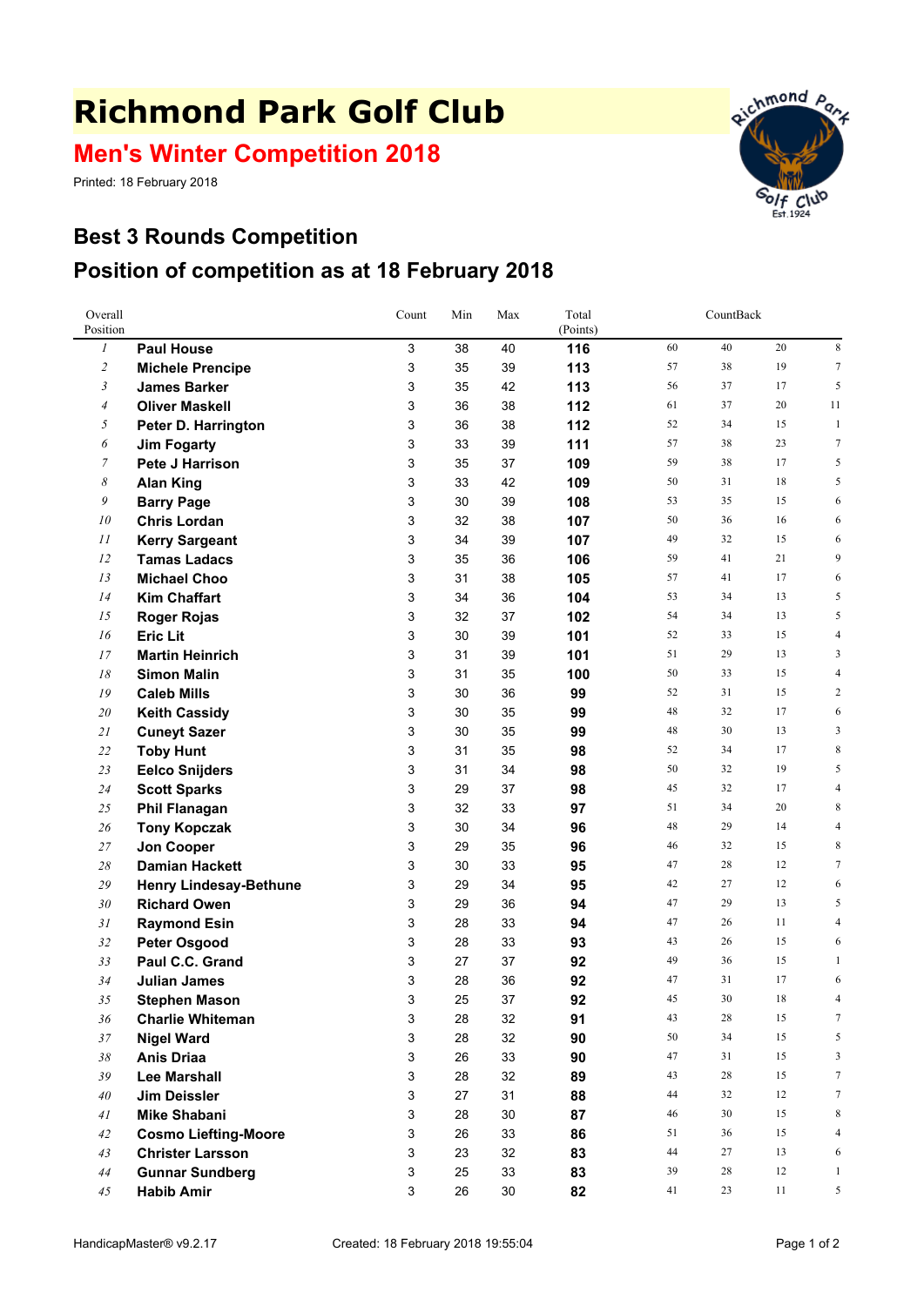# Richmond Park Golf Club

## Men's Winter Competition 2018

Printed: 18 February 2018

## Best 3 Rounds Competition

## Position of competition as at 18 February 2018

| Overall Position | | Count | Min | Max | Total (Points) | CountBack | | | |
|---|---|---|---|---|---|---|---|---|---|
| 1 | **Paul House** | 3 | 38 | 40 | **116** | 60 | 40 | 20 | 8 |
| 2 | **Michele Prencipe** | 3 | 35 | 39 | **113** | 57 | 38 | 19 | 7 |
| 3 | **James Barker** | 3 | 35 | 42 | **113** | 56 | 37 | 17 | 5 |
| 4 | **Oliver Maskell** | 3 | 36 | 38 | **112** | 61 | 37 | 20 | 11 |
| 5 | **Peter D. Harrington** | 3 | 36 | 38 | **112** | 52 | 34 | 15 | 1 |
| 6 | **Jim Fogarty** | 3 | 33 | 39 | **111** | 57 | 38 | 23 | 7 |
| 7 | **Pete J Harrison** | 3 | 35 | 37 | **109** | 59 | 38 | 17 | 5 |
| 8 | **Alan King** | 3 | 33 | 42 | **109** | 50 | 31 | 18 | 5 |
| 9 | **Barry Page** | 3 | 30 | 39 | **108** | 53 | 35 | 15 | 6 |
| 10 | **Chris Lordan** | 3 | 32 | 38 | **107** | 50 | 36 | 16 | 6 |
| 11 | **Kerry Sargeant** | 3 | 34 | 39 | **107** | 49 | 32 | 15 | 6 |
| 12 | **Tamas Ladacs** | 3 | 35 | 36 | **106** | 59 | 41 | 21 | 9 |
| 13 | **Michael Choo** | 3 | 31 | 38 | **105** | 57 | 41 | 17 | 6 |
| 14 | **Kim Chaffart** | 3 | 34 | 36 | **104** | 53 | 34 | 13 | 5 |
| 15 | **Roger Rojas** | 3 | 32 | 37 | **102** | 54 | 34 | 13 | 5 |
| 16 | **Eric Lit** | 3 | 30 | 39 | **101** | 52 | 33 | 15 | 4 |
| 17 | **Martin Heinrich** | 3 | 31 | 39 | **101** | 51 | 29 | 13 | 3 |
| 18 | **Simon Malin** | 3 | 31 | 35 | **100** | 50 | 33 | 15 | 4 |
| 19 | **Caleb Mills** | 3 | 30 | 36 | **99** | 52 | 31 | 15 | 2 |
| 20 | **Keith Cassidy** | 3 | 30 | 35 | **99** | 48 | 32 | 17 | 6 |
| 21 | **Cuneyt Sazer** | 3 | 30 | 35 | **99** | 48 | 30 | 13 | 3 |
| 22 | **Toby Hunt** | 3 | 31 | 35 | **98** | 52 | 34 | 17 | 8 |
| 23 | **Eelco Snijders** | 3 | 31 | 34 | **98** | 50 | 32 | 19 | 5 |
| 24 | **Scott Sparks** | 3 | 29 | 37 | **98** | 45 | 32 | 17 | 4 |
| 25 | **Phil Flanagan** | 3 | 32 | 33 | **97** | 51 | 34 | 20 | 8 |
| 26 | **Tony Kopczak** | 3 | 30 | 34 | **96** | 48 | 29 | 14 | 4 |
| 27 | **Jon Cooper** | 3 | 29 | 35 | **96** | 46 | 32 | 15 | 8 |
| 28 | **Damian Hackett** | 3 | 30 | 33 | **95** | 47 | 28 | 12 | 7 |
| 29 | **Henry Lindesay-Bethune** | 3 | 29 | 34 | **95** | 42 | 27 | 12 | 6 |
| 30 | **Richard Owen** | 3 | 29 | 36 | **94** | 47 | 29 | 13 | 5 |
| 31 | **Raymond Esin** | 3 | 28 | 33 | **94** | 47 | 26 | 11 | 4 |
| 32 | **Peter Osgood** | 3 | 28 | 33 | **93** | 43 | 26 | 15 | 6 |
| 33 | **Paul C.C. Grand** | 3 | 27 | 37 | **92** | 49 | 36 | 15 | 1 |
| 34 | **Julian James** | 3 | 28 | 36 | **92** | 47 | 31 | 17 | 6 |
| 35 | **Stephen Mason** | 3 | 25 | 37 | **92** | 45 | 30 | 18 | 4 |
| 36 | **Charlie Whiteman** | 3 | 28 | 32 | **91** | 43 | 28 | 15 | 7 |
| 37 | **Nigel Ward** | 3 | 28 | 32 | **90** | 50 | 34 | 15 | 5 |
| 38 | **Anis Driaa** | 3 | 26 | 33 | **90** | 47 | 31 | 15 | 3 |
| 39 | **Lee Marshall** | 3 | 28 | 32 | **89** | 43 | 28 | 15 | 7 |
| 40 | **Jim Deissler** | 3 | 27 | 31 | **88** | 44 | 32 | 12 | 7 |
| 41 | **Mike Shabani** | 3 | 28 | 30 | **87** | 46 | 30 | 15 | 8 |
| 42 | **Cosmo Liefting-Moore** | 3 | 26 | 33 | **86** | 51 | 36 | 15 | 4 |
| 43 | **Christer Larsson** | 3 | 23 | 32 | **83** | 44 | 27 | 13 | 6 |
| 44 | **Gunnar Sundberg** | 3 | 25 | 33 | **83** | 39 | 28 | 12 | 1 |
| 45 | **Habib Amir** | 3 | 26 | 30 | **82** | 41 | 23 | 11 | 5 |

HandicapMaster® v9.2.17 Created: 18 February 2018 19:55:04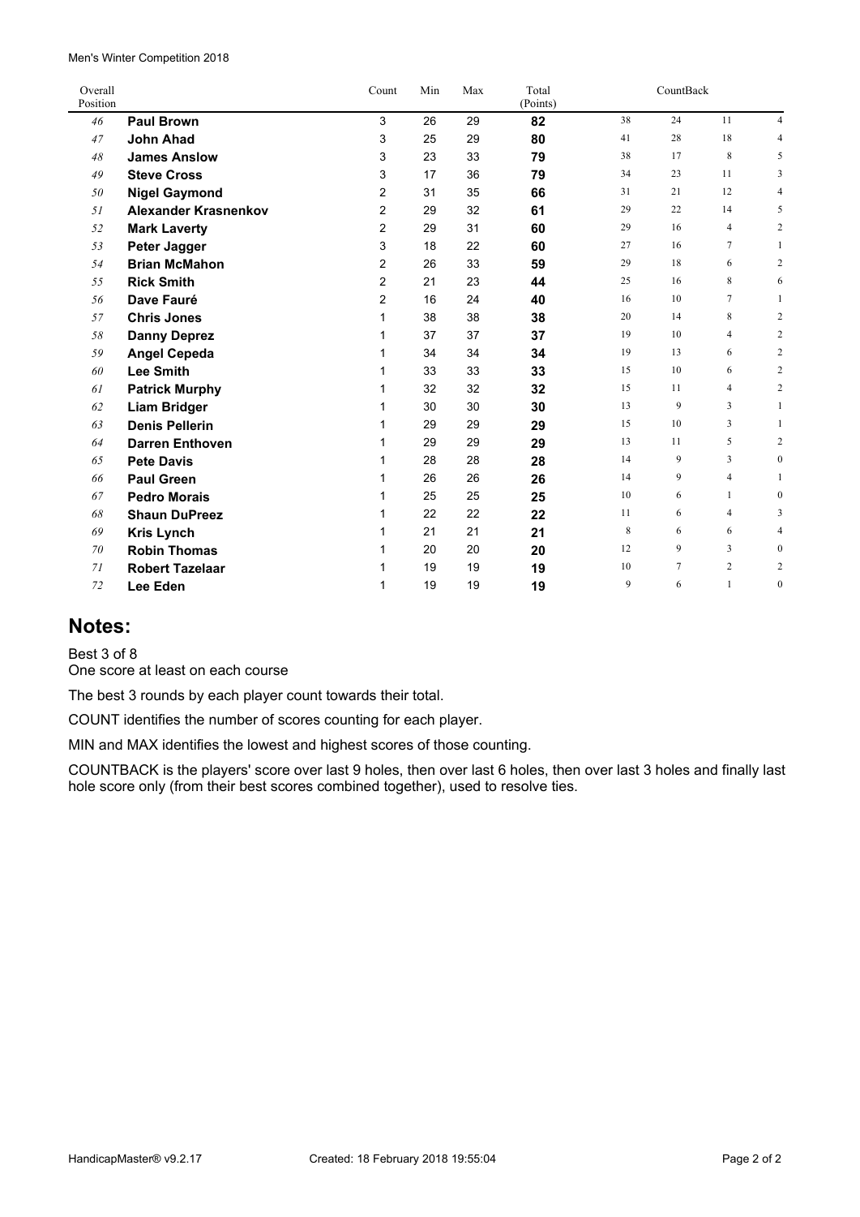Men's Winter Competition 2018

| Overall Position | | Count | Min | Max | Total (Points) | CountBack | | | |
|---|---|---|---|---|---|---|---|---|---|
| 46 | **Paul Brown** | 3 | 26 | 29 | **82** | 38 | 24 | 11 | 4 |
| 47 | **John Ahad** | 3 | 25 | 29 | **80** | 41 | 28 | 18 | 4 |
| 48 | **James Anslow** | 3 | 23 | 33 | **79** | 38 | 17 | 8 | 5 |
| 49 | **Steve Cross** | 3 | 17 | 36 | **79** | 34 | 23 | 11 | 3 |
| 50 | **Nigel Gaymond** | 2 | 31 | 35 | **66** | 31 | 21 | 12 | 4 |
| 51 | **Alexander Krasnenkov** | 2 | 29 | 32 | **61** | 29 | 22 | 14 | 5 |
| 52 | **Mark Laverty** | 2 | 29 | 31 | **60** | 29 | 16 | 4 | 2 |
| 53 | **Peter Jagger** | 3 | 18 | 22 | **60** | 27 | 16 | 7 | 1 |
| 54 | **Brian McMahon** | 2 | 26 | 33 | **59** | 29 | 18 | 6 | 2 |
| 55 | **Rick Smith** | 2 | 21 | 23 | **44** | 25 | 16 | 8 | 6 |
| 56 | **Dave Fauré** | 2 | 16 | 24 | **40** | 16 | 10 | 7 | 1 |
| 57 | **Chris Jones** | 1 | 38 | 38 | **38** | 20 | 14 | 8 | 2 |
| 58 | **Danny Deprez** | 1 | 37 | 37 | **37** | 19 | 10 | 4 | 2 |
| 59 | **Angel Cepeda** | 1 | 34 | 34 | **34** | 19 | 13 | 6 | 2 |
| 60 | **Lee Smith** | 1 | 33 | 33 | **33** | 15 | 10 | 6 | 2 |
| 61 | **Patrick Murphy** | 1 | 32 | 32 | **32** | 15 | 11 | 4 | 2 |
| 62 | **Liam Bridger** | 1 | 30 | 30 | **30** | 13 | 9 | 3 | 1 |
| 63 | **Denis Pellerin** | 1 | 29 | 29 | **29** | 15 | 10 | 3 | 1 |
| 64 | **Darren Enthoven** | 1 | 29 | 29 | **29** | 13 | 11 | 5 | 2 |
| 65 | **Pete Davis** | 1 | 28 | 28 | **28** | 14 | 9 | 3 | 0 |
| 66 | **Paul Green** | 1 | 26 | 26 | **26** | 14 | 9 | 4 | 1 |
| 67 | **Pedro Morais** | 1 | 25 | 25 | **25** | 10 | 6 | 1 | 0 |
| 68 | **Shaun DuPreez** | 1 | 22 | 22 | **22** | 11 | 6 | 4 | 3 |
| 69 | **Kris Lynch** | 1 | 21 | 21 | **21** | 8 | 6 | 6 | 4 |
| 70 | **Robin Thomas** | 1 | 20 | 20 | **20** | 12 | 9 | 3 | 0 |
| 71 | **Robert Tazelaar** | 1 | 19 | 19 | **19** | 10 | 7 | 2 | 2 |
| 72 | **Lee Eden** | 1 | 19 | 19 | **19** | 9 | 6 | 1 | 0 |

## Notes:

Best 3 of 8
One score at least on each course

The best 3 rounds by each player count towards their total.

COUNT identifies the number of scores counting for each player.

MIN and MAX identifies the lowest and highest scores of those counting.

COUNTBACK is the players' score over last 9 holes, then over last 6 holes, then over last 3 holes and finally last hole score only (from their best scores combined together), used to resolve ties.

HandicapMaster® v9.2.17 Created: 18 February 2018 19:55:04